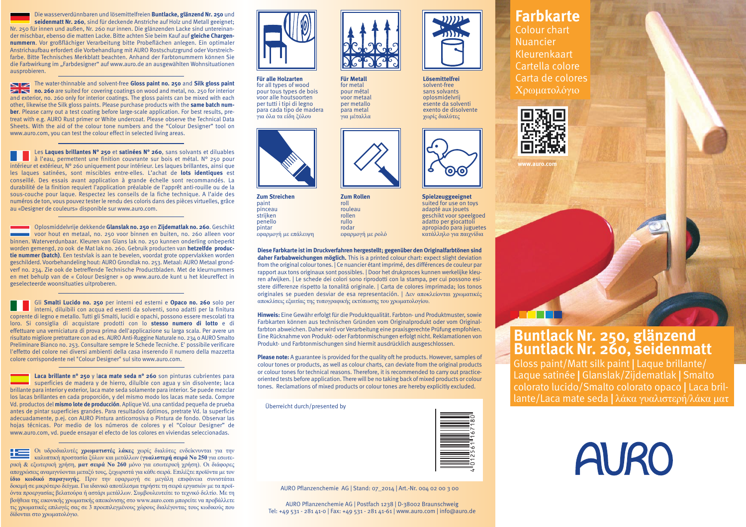Die wasserverdünnbaren und lösemittelfreien **Buntlacke, glänzend Nr. 250** und **seidenmatt Nr. 260**, sind für deckende Anstriche auf Holz und Metall geeignet; Nr. 250 für innen und außen, Nr. 260 nur innen. Die glänzenden Lacke sind untereinander mischbar, ebenso die matten Lacke. Bitte achten Sie beim Kauf auf **gleiche Chargennummern**. Vor großflächiger Verarbeitung bitte Probeflächen anlegen. Ein optimaler Anstrichaufbau erfordert die Vorbehandlung mit AURO Rostschutzgrund oder Vorstreichfarbe. Bitte Technisches Merkblatt beachten. Anhand der Farbtonnummern können Sie die Farbwirkung im „Farbdesigner" auf www.auro.de an ausgewählten Wohnsituationen ausprobieren.

The water-thinnable and solvent-free **Gloss paint no. 250** and **Silk gloss paint no. 260** are suited for covering coatings on wood and metal, no. 250 for interior and exterior, no. 260 only for interior coatings. The gloss paints can be mixed with each other, likewise the Silk gloss paints. Please purchase products with the **same batch number**. Please carry out a test coating before large-scale application. For best results, pretreat with e.g. AURO Rust primer or White undercoat. Please observe the Technical Data Sheets. With the aid of the colour tone numbers and the "Colour Designer" tool on www.auro.com, you can test the colour effect in selected living areas.

Les **Laques brillantes Nº 250** et **satinées Nº 260**, sans solvants et diluables à l'eau, permettent une finition couvrante sur bois et métal. Nº 250 pour intérieur et extérieur, Nº 260 uniquement pour intérieur. Les laques brillantes, ainsi que les laques satinées, sont miscibles entre-elles. L'achat de **lots identiques** est conseillé. Des essais avant application à grande échelle sont recommandés. La durabilité de la finition requiert l'application préalable de l'apprêt anti-rouille ou de la sous-couche pour laque. Respectez les conseils de la fiche technique. A l'aide des numéros de ton, vous pouvez tester le rendu des coloris dans des pièces virtuelles, grâce au «Designer de couleurs» disponible sur www.auro.com.

Oplosmiddelvrije dekkende **Glanslak no. 250** en **Zijdematlak no. 260**. Geschikt voor hout en metaal, no. 250 voor binnen en buiten, no. 260 alleen voor binnen. Waterverdunbaar. Kleuren van Glans lak no. 250 kunnen onderling onbeperkt worden gemengd, zo ook de Mat lak no. 260. Gebruik producten van **hetzelfde productie nummer (batch)**. Een testvlak is aan te bevelen, voordat grote oppervlakken worden geschilderd. Voorbehandeling hout: AURO Grondlak no. 253. Metaal: AURO Metaal grondverf no. 234. Zie ook de betreffende Technische Productbladen. Met de kleurnummers en met behulp van de « Colour Designer » op www.auro.de kunt u het kleureffect in geselecteerde woonsituaties uitproberen.

Gli **Smalti Lucido no. 250** per interni ed esterni e **Opaco no. 260** solo per interni, diluibili con acqua ed esenti da solventi, sono adatti per la finitura coprente di legno e metallo. Tutti gli Smalti, lucidi e opachi, possono essere mescolati tra loro. Si consiglia di acquistare prodotti con lo **stesso numero di lotto** e di effettuare una verniciatura di prova prima dell'applicazione su larga scala. Per avere un risultato migliore pretrattare con ad es. AURO Anti-Ruggine Naturale no. 234 o AURO Smalto Preliminare Bianco no. 253. Consultare sempre le Schede Tecniche. E' possibile verificare l'effetto del colore nei diversi ambienti della casa inserendo il numero della mazzetta colore corrispondente nel "Colour Designer" sul sito www.auro.com.

**Laca brillante nº 250** y **laca mate seda nº 260** son pinturas cubrientes para superficies de madera y de hierro, diluíble con agua y sin disolvente; laca brillante para interior y exterior, laca mate seda solamente para interior. Se puede mezclar los lacas brillantes en cada proporción, y del mismo modo los lacas mate seda. Compre Vd. productos del **mismo lote de producción**. Aplique Vd. una cantidad pequeña de prueba antes de pintar superficies grandes. Para resultados óptimos, pretrate Vd. la superficie adecuadamente, p.ej. con AURO Pintura anticorrosiva o Pintura de fondo. Observar las hojas técnicas. Por medio de los números de colores y el "Colour Designer" de www.auro.com, vd. puede ensayar el efecto de los colores en viviendas seleccionadas.

Οι υδροδιαλυτές **χρωματιστές λάκες** χωρίς διαλύτες ενδείκνυνται για την καλυπτική προστασία ξύλων και μετάλλων (**γυαλιστερή σειρά Νο 250** για εσωτερική & εξωτερική χρήση, **ματ σειρά Νο 260** μόνο για εσωτερική χρήση). Οι διάφορες αποχρώσεις αναμιγνύονται μεταξύ τους, ξεχωριστά για κάθε σειρά. Επιλέξτε προϊόντα με τον **ίδιο κωδικό παραγωγής**. Πριν την εφαρμογή σε μεγάλη επιφάνεια συνιστάται δοκιμή σε μικρότερο δείγμα. Για ιδανικό αποτέλεσμα τηρήστε τη σειρά εργασιών με τα προϊόντα προεργασίας βελατούρα ή αστάρι μετάλλων. Συμβουλευτείτε το τεχνικό δελτίο. Με τη βοήθεια της εικονικής χρωματικής απεικόνισης στο www.auro.com μπορείτε να προβάλλετε τις χρωματικές επιλογές σας σε 3 προεπιλεγμένους χώρους διαλέγοντας τους κωδικούς που δίδονται στο χρωματολόγιο.

**Für alle Holzarten**
for all types of wood
pour tous types de bois
voor alle houtsoorten
per tutti i tipi di legno
para cada tipo de madera
για όλα τα είδη ξύλου

**Für Metall**
for metal
pour métal
voor metaal
per metallo
para metal
για μέταλλα

**Lösemittelfrei**
solvent-free
sans solvants
oplosmidelvrij
esente da solventi
exento de disolvente
χωρίς διαλύτες

**Zum Streichen**
paint
pinceau
strijken
penello
pintar
εφαρμογή με επάλειψη

**Zum Rollen**
roll
rouleau
rollen
rullo
rodar
εφαρμογή με ρολό

**Spielzeuggeeignet**
suited for use on toys
adapté aux jouets
geschikt voor speelgoed
adatto per giocattoli
apropiado para juguetes
κατάλληλο για παιχνίδια

**Diese Farbkarte ist im Druckverfahren hergestellt; gegenüber den Originalfarbtönen sind daher Farbabweichungen möglich.** This is a printed colour chart: expect slight deviation from the original colour tones. | Ce nuancier étant imprimé, des différences de couleur par rapport aux tons originaux sont possibles. | Door het drukproces kunnen werkelijke kleuren afwijken. | Le schede dei colori sono riprodotti con la stampa, per cui possono esistere differenze rispetto la tonalità originale. | Carta de colores imprimada; los tonos originales se pueden desviar de esa representación. | Δεν αποκλείονται χρωματικές αποκλίσεις εξαιτίας της τυπογραφικής εκτύπωσης του χρωματολογίου.

**Hinweis:** Eine Gewähr erfolgt für die Produktqualität. Farbton- und Produktmuster, sowie Farbkarten können aus technischen Gründen vom Originalprodukt oder vom Originalfarbton abweichen. Daher wird vor Verarbeitung eine praxisgerechte Prüfung empfohlen. Eine Rücknahme von Produkt- oder Farbtonmischungen erfolgt nicht. Reklamationen von Produkt- und Farbtonmischungen sind hiermit ausdrücklich ausgeschlossen.

**Please note:** A guarantee is provided for the quality oft he products. However, samples of colour tones or products, as well as colour charts, can deviate from the original products or colour tones for technical reasons. Therefore, it is recommended to carry out practice-oriented tests before application. There will be no taking back of mixed products or colour tones. Reclamations of mixed products or colour tones are hereby explicitly excluded.

Überreicht durch/presented by

4 012561 167180

AURO Pflanzenchemie AG | Stand: 07_2014 | Art.-Nr. 004 02 00 3 00

AURO Pflanzenchemie AG | Postfach 1238 | D-38002 Braunschweig
Tel: +49 531 - 281 41-0 | Fax: +49 531 - 281 41-61 | www.auro.com | info@auro.de

# Farbkarte

Colour chart
Nuancier
Kleurenkaart
Cartella colore
Carta de colores
Χρωματολόγιο

www.auro.com

# Buntlack Nr. 250, glänzend
# Buntlack Nr. 260, seidenmatt

Gloss paint/Matt silk paint | Laque brillante/Laque satinée | Glanslak/Zijdematlak | Smalto colorato lucido/Smalto colorato opaco | Laca brillante/Laca mate seda | λάκα γυαλιστερή/λάκα ματ

AURO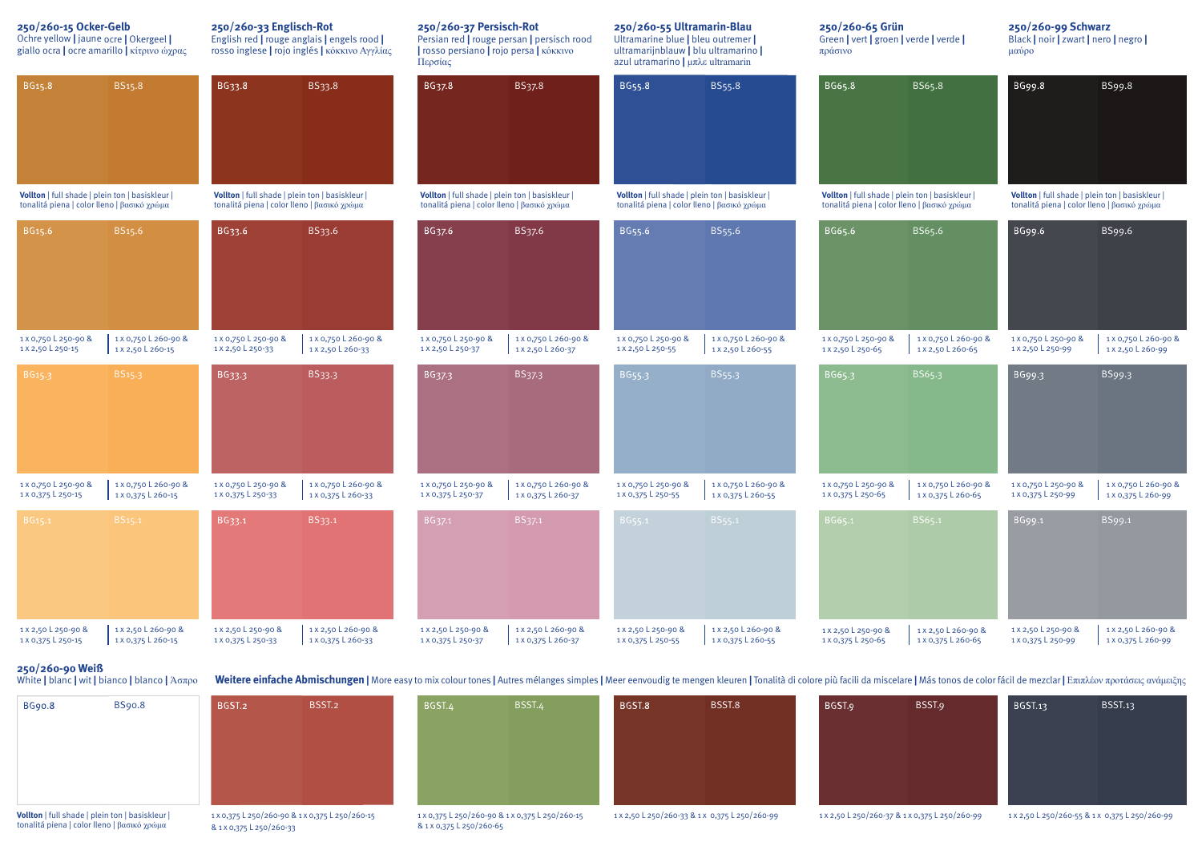## 250/260-15 Ocker-Gelb

Ochre yellow | jaune ocre | Okergeel | giallo ocra | ocre amarillo | κίτρινο ώχρας

BG15.8 BS15.8

**Vollton** | full shade | plein ton | basiskleur | tonalitá piena | color lleno | βασικό χρώμα

BG15.6 BS15.6

1 x 0,750 L 250-90 & 1 x 2,50 L 250-15 | 1 x 0,750 L 260-90 & 1 x 2,50 L 260-15

BG15.3 BS15.3

1 x 0,750 L 250-90 & 1 x 0,375 L 250-15 | 1 x 0,750 L 260-90 & 1 x 0,375 L 260-15

BG15.1 BS15.1

1 x 2,50 L 250-90 & 1 x 0,375 L 250-15 | 1 x 2,50 L 260-90 & 1 x 0,375 L 260-15

## 250/260-33 Englisch-Rot

English red | rouge anglais | engels rood | rosso inglese | rojo inglés | κόκκινο Αγγλίας

BG33.8 BS33.8

**Vollton** | full shade | plein ton | basiskleur | tonalitá piena | color lleno | βασικό χρώμα

BG33.6 BS33.6

1 x 0,750 L 250-90 & 1 x 2,50 L 250-33 | 1 x 0,750 L 260-90 & 1 x 2,50 L 260-33

BG33.3 BS33.3

1 x 0,750 L 250-90 & 1 x 0,375 L 250-33 | 1 x 0,750 L 260-90 & 1 x 0,375 L 260-33

BG33.1 BS33.1

1 x 2,50 L 250-90 & 1 x 0,375 L 250-33 | 1 x 2,50 L 260-90 & 1 x 0,375 L 260-33

## 250/260-37 Persisch-Rot

Persian red | rouge persan | persisch rood | rosso persiano | rojo persa | κόκκινο Περσίας

BG37.8 BS37.8

**Vollton** | full shade | plein ton | basiskleur | tonalitá piena | color lleno | βασικό χρώμα

BG37.6 BS37.6

1 x 0,750 L 250-90 & 1 x 2,50 L 250-37 | 1 x 0,750 L 260-90 & 1 x 2,50 L 260-37

BG37.3 BS37.3

1 x 0,750 L 250-90 & 1 x 0,375 L 250-37 | 1 x 0,750 L 260-90 & 1 x 0,375 L 260-37

BG37.1 BS37.1

1 x 2,50 L 250-90 & 1 x 0,375 L 250-37 | 1 x 2,50 L 260-90 & 1 x 0,375 L 260-37

## 250/260-55 Ultramarin-Blau

Ultramarine blue | bleu outremer | ultramarijnblauw | blu ultramarino | azul utramarino | μπλε ultramarin

BG55.8 BS55.8

**Vollton** | full shade | plein ton | basiskleur | tonalitá piena | color lleno | βασικό χρώμα

BG55.6 BS55.6

1 x 0,750 L 250-90 & 1 x 2,50 L 250-55 | 1 x 0,750 L 260-90 & 1 x 2,50 L 260-55

BG55.3 BS55.3

1 x 0,750 L 250-90 & 1 x 0,375 L 250-55 | 1 x 0,750 L 260-90 & 1 x 0,375 L 260-55

BG55.1 BS55.1

1 x 2,50 L 250-90 & 1 x 0,375 L 250-55 | 1 x 2,50 L 260-90 & 1 x 0,375 L 260-55

## 250/260-65 Grün

Green | vert | groen | verde | verde | πράσινο

BG65.8 BS65.8

**Vollton** | full shade | plein ton | basiskleur | tonalitá piena | color lleno | βασικό χρώμα

BG65.6 BS65.6

1 x 0,750 L 250-90 & 1 x 2,50 L 250-65 | 1 x 0,750 L 260-90 & 1 x 2,50 L 260-65

BG65.3 BS65.3

1 x 0,750 L 250-90 & 1 x 0,375 L 250-65 | 1 x 0,750 L 260-90 & 1 x 0,375 L 260-65

BG65.1 BS65.1

1 x 2,50 L 250-90 & 1 x 0,375 L 250-65 | 1 x 2,50 L 260-90 & 1 x 0,375 L 260-65

## 250/260-99 Schwarz

Black | noir | zwart | nero | negro | μαύρο

BG99.8 BS99.8

**Vollton** | full shade | plein ton | basiskleur | tonalitá piena | color lleno | βασικό χρώμα

BG99.6 BS99.6

1 x 0,750 L 250-90 & 1 x 2,50 L 250-99 | 1 x 0,750 L 260-90 & 1 x 2,50 L 260-99

BG99.3 BS99.3

1 x 0,750 L 250-90 & 1 x 0,375 L 250-99 | 1 x 0,750 L 260-90 & 1 x 0,375 L 260-99

BG99.1 BS99.1

1 x 2,50 L 250-90 & 1 x 0,375 L 250-99 | 1 x 2,50 L 260-90 & 1 x 0,375 L 260-99

## 250/260-90 Weiß

White | blanc | wit | bianco | blanco | Άσπρο

BG90.8 BS90.8

**Vollton** | full shade | plein ton | basiskleur | tonalitá piena | color lleno | βασικό χρώμα

## Weitere einfache Abmischungen

More easy to mix colour tones | Autres mélanges simples | Meer eenvoudig te mengen kleuren | Tonalità di colore più facili da miscelare | Más tonos de color fácil de mezclar | Επιπλέον προτάσεις ανάμειξης

BGST.2 BSST.2

1 x 0,375 L 250/260-90 & 1 x 0,375 L 250/260-15 & 1 x 0,375 L 250/260-33

BGST.4 BSST.4

1 x 0,375 L 250/260-90 & 1 x 0,375 L 250/260-15 & 1 x 0,375 L 250/260-65

BGST.8 BSST.8

1 x 2,50 L 250/260-33 & 1 x 0,375 L 250/260-99

BGST.9 BSST.9

1 x 2,50 L 250/260-37 & 1 x 0,375 L 250/260-99

BGST.13 BSST.13

1 x 2,50 L 250/260-55 & 1 x 0,375 L 250/260-99